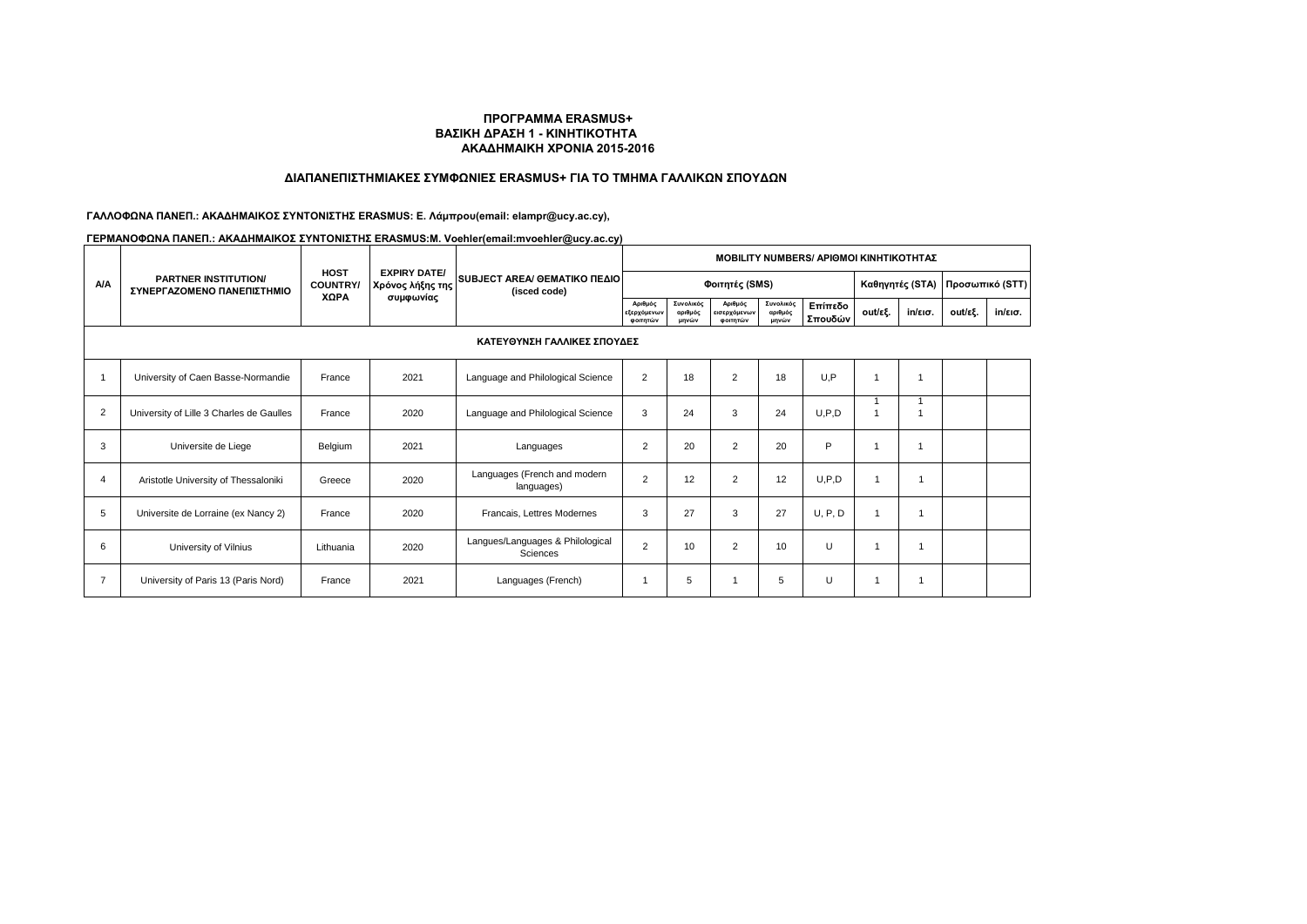**ΠΡΟΓΡΑΜΜΑ ERASMUS+**
**ΒΑΣΙΚΗ ΔΡΑΣΗ 1 - ΚΙΝΗΤΙΚΟΤΗΤΑ**
**ΑΚΑΔΗΜΑΙΚΗ ΧΡΟΝΙΑ 2015-2016**

## ΔΙΑΠΑΝΕΠΙΣΤΗΜΙΑΚΕΣ ΣΥΜΦΩΝΙΕΣ ERASMUS+ ΓΙΑ ΤΟ ΤΜΗΜΑ ΓΑΛΛΙΚΩΝ ΣΠΟΥΔΩΝ

**ΓΑΛΛΟΦΩΝΑ ΠΑΝΕΠ.: ΑΚΑΔΗΜΑΙΚΟΣ ΣΥΝΤΟΝΙΣΤΗΣ ERASMUS: Ε. Λάμπρου(email: elampr@ucy.ac.cy),**

**ΓΕΡΜΑΝΟΦΩΝΑ ΠΑΝΕΠ.: ΑΚΑΔΗΜΑΙΚΟΣ ΣΥΝΤΟΝΙΣΤΗΣ ERASMUS:M. Voehler(email:mvoehler@ucy.ac.cy)**

| A/A | PARTNER INSTITUTION/ ΣΥΝΕΡΓΑΖΟΜΕΝΟ ΠΑΝΕΠΙΣΤΗΜΙΟ | HOST COUNTRY/ ΧΩΡΑ | EXPIRY DATE/ Χρόνος λήξης της συμφωνίας | SUBJECT AREA/ ΘΕΜΑΤΙΚΟ ΠΕΔΙΟ (isced code) | MOBILITY NUMBERS/ ΑΡΙΘΜΟΙ ΚΙΝΗΤΙΚΟΤΗΤΑΣ | | | | | | | | |
|---|---|---|---|---|---|---|---|---|---|---|---|---|---|
| | | | | | Φοιτητές (SMS) | | | | | Καθηγητές (STA) | | Προσωπικό (STT) | |
| | | | | | Αριθμός εξερχόμενων φοιτητών | Συνολικός αριθμός μηνών | Αριθμός εισερχόμενων φοιτητών | Συνολικός αριθμός μηνών | Επίπεδο Σπουδών | out/εξ. | in/εισ. | out/εξ. | in/εισ. |
| **ΚΑΤΕΥΘΥΝΣΗ ΓΑΛΛΙΚΕΣ ΣΠΟΥΔΕΣ** | | | | | | | | | | | | | |
| 1 | University of Caen Basse-Normandie | France | 2021 | Language and Philological Science | 2 | 18 | 2 | 18 | U,P | 1 | 1 | | |
| 2 | University of Lille 3 Charles de Gaulles | France | 2020 | Language and Philological Science | 3 | 24 | 3 | 24 | U,P,D | 1<br>1 | 1<br>1 | | |
| 3 | Universite de Liege | Belgium | 2021 | Languages | 2 | 20 | 2 | 20 | P | 1 | 1 | | |
| 4 | Aristotle University of Thessaloniki | Greece | 2020 | Languages (French and modern languages) | 2 | 12 | 2 | 12 | U,P,D | 1 | 1 | | |
| 5 | Universite de Lorraine (ex Nancy 2) | France | 2020 | Francais, Lettres Modernes | 3 | 27 | 3 | 27 | U, P, D | 1 | 1 | | |
| 6 | University of Vilnius | Lithuania | 2020 | Langues/Languages & Philological Sciences | 2 | 10 | 2 | 10 | U | 1 | 1 | | |
| 7 | University of Paris 13 (Paris Nord) | France | 2021 | Languages (French) | 1 | 5 | 1 | 5 | U | 1 | 1 | | |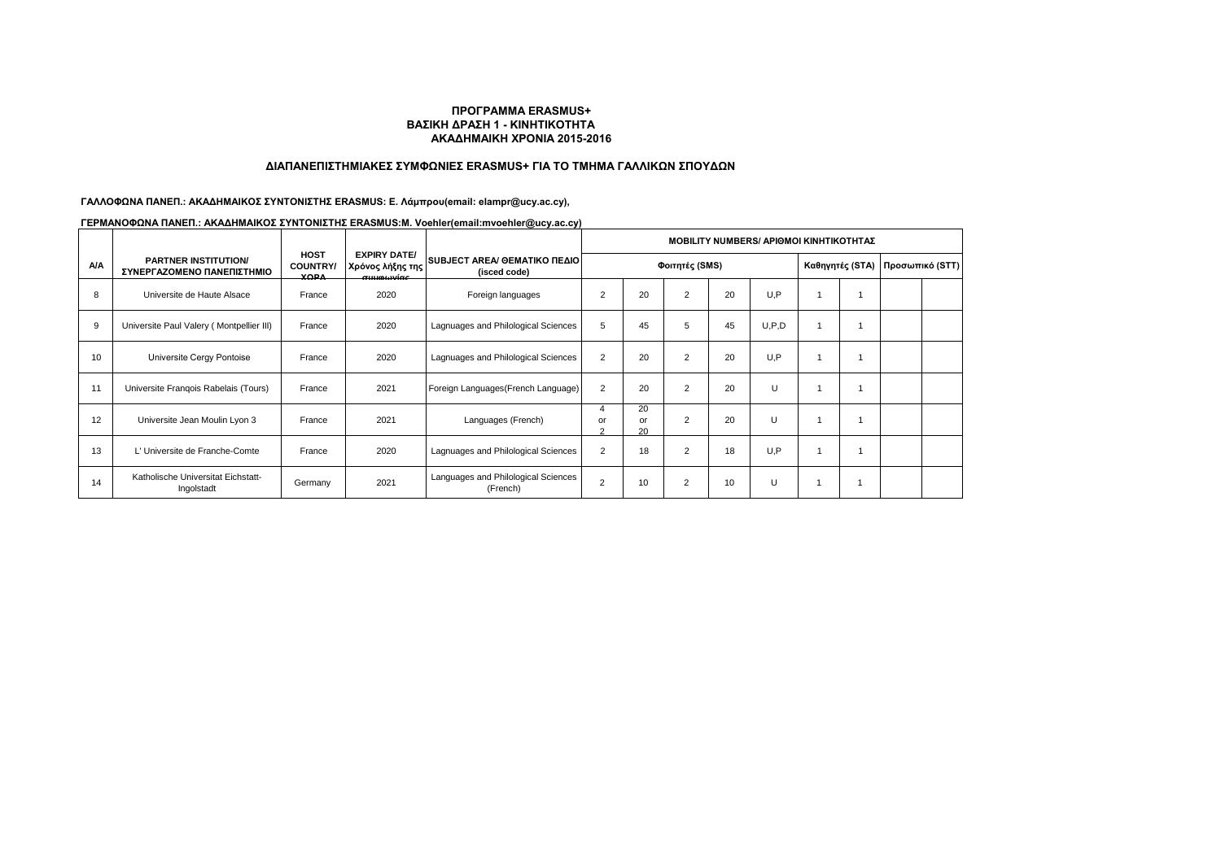**ΠΡΟΓΡΑΜΜΑ ERASMUS+**
**ΒΑΣΙΚΗ ΔΡΑΣΗ 1 - ΚΙΝΗΤΙΚΟΤΗΤΑ**
**ΑΚΑΔΗΜΑΙΚΗ ΧΡΟΝΙΑ 2015-2016**

**ΔΙΑΠΑΝΕΠΙΣΤΗΜΙΑΚΕΣ ΣΥΜΦΩΝΙΕΣ ERASMUS+ ΓΙΑ ΤΟ ΤΜΗΜΑ ΓΑΛΛΙΚΩΝ ΣΠΟΥΔΩΝ**

**ΓΑΛΛΟΦΩΝΑ ΠΑΝΕΠ.: ΑΚΑΔΗΜΑΙΚΟΣ ΣΥΝΤΟΝΙΣΤΗΣ ERASMUS: Ε. Λάμπρου(email: elampr@ucy.ac.cy),**

**ΓΕΡΜΑΝΟΦΩΝΑ ΠΑΝΕΠ.: ΑΚΑΔΗΜΑΙΚΟΣ ΣΥΝΤΟΝΙΣΤΗΣ ERASMUS:M. Voehler(email:mvoehler@ucy.ac.cy)**

| A/A | PARTNER INSTITUTION/ ΣΥΝΕΡΓΑΖΟΜΕΝΟ ΠΑΝΕΠΙΣΤΗΜΙΟ | HOST COUNTRY/ ΧΩΡΑ | EXPIRY DATE/ Χρόνος λήξης της συμφωνίας | SUBJECT AREA/ ΘΕΜΑΤΙΚΟ ΠΕΔΙΟ (isced code) | MOBILITY NUMBERS/ ΑΡΙΘΜΟΙ ΚΙΝΗΤΙΚΟΤΗΤΑΣ | | | | | | | | |
|---|---|---|---|---|---|---|---|---|---|---|---|---|---|
| | | | | | Φοιτητές (SMS) | | | | | Καθηγητές (STA) | | Προσωπικό (STT) | |
| 8 | Universite de Haute Alsace | France | 2020 | Foreign languages | 2 | 20 | 2 | 20 | U,P | 1 | 1 | | |
| 9 | Universite Paul Valery ( Montpellier III) | France | 2020 | Lagnuages and Philological Sciences | 5 | 45 | 5 | 45 | U,P,D | 1 | 1 | | |
| 10 | Universite Cergy Pontoise | France | 2020 | Lagnuages and Philological Sciences | 2 | 20 | 2 | 20 | U,P | 1 | 1 | | |
| 11 | Universite Franqois Rabelais (Tours) | France | 2021 | Foreign Languages(French Language) | 2 | 20 | 2 | 20 | U | 1 | 1 | | |
| 12 | Universite Jean Moulin Lyon 3 | France | 2021 | Languages (French) | 4 or 2 | 20 or 20 | 2 | 20 | U | 1 | 1 | | |
| 13 | L' Universite de Franche-Comte | France | 2020 | Lagnuages and Philological Sciences | 2 | 18 | 2 | 18 | U,P | 1 | 1 | | |
| 14 | Katholische Universitat Eichstatt-Ingolstadt | Germany | 2021 | Languages and Philological Sciences (French) | 2 | 10 | 2 | 10 | U | 1 | 1 | | |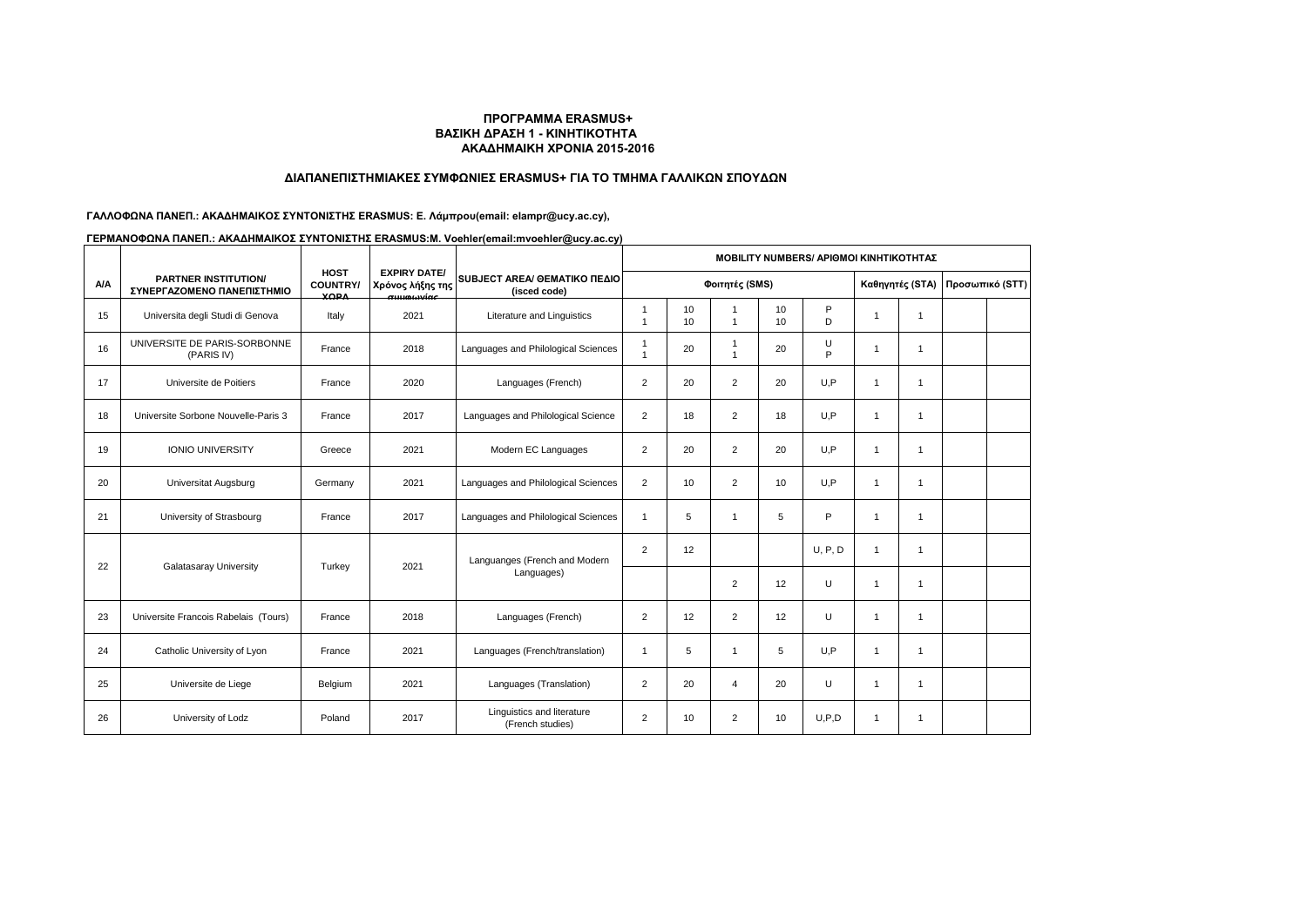**ΠΡΟΓΡΑΜΜΑ ERASMUS+**
**ΒΑΣΙΚΗ ΔΡΑΣΗ 1 - ΚΙΝΗΤΙΚΟΤΗΤΑ**
**ΑΚΑΔΗΜΑΙΚΗ ΧΡΟΝΙΑ 2015-2016**

**ΔΙΑΠΑΝΕΠΙΣΤΗΜΙΑΚΕΣ ΣΥΜΦΩΝΙΕΣ ERASMUS+ ΓΙΑ ΤΟ ΤΜΗΜΑ ΓΑΛΛΙΚΩΝ ΣΠΟΥΔΩΝ**

**ΓΑΛΛΟΦΩΝΑ ΠΑΝΕΠ.: ΑΚΑΔΗΜΑΙΚΟΣ ΣΥΝΤΟΝΙΣΤΗΣ ERASMUS: Ε. Λάμπρου(email: elampr@ucy.ac.cy),**

**ΓΕΡΜΑΝΟΦΩΝΑ ΠΑΝΕΠ.: ΑΚΑΔΗΜΑΙΚΟΣ ΣΥΝΤΟΝΙΣΤΗΣ ERASMUS:M. Voehler(email:mvoehler@ucy.ac.cy)**

| A/A | PARTNER INSTITUTION/ ΣΥΝΕΡΓΑΖΟΜΕΝΟ ΠΑΝΕΠΙΣΤΗΜΙΟ | HOST COUNTRY/ ΧΩΡΑ | EXPIRY DATE/ Χρόνος λήξης της συμφωνίας | SUBJECT AREA/ ΘΕΜΑΤΙΚΟ ΠΕΔΙΟ (isced code) | MOBILITY NUMBERS/ ΑΡΙΘΜΟΙ ΚΙΝΗΤΙΚΟΤΗΤΑΣ | | | | | | | | |
|---|---|---|---|---|---|---|---|---|---|---|---|---|---|
| | | | | | Φοιτητές (SMS) | | | | | Καθηγητές (STA) | | Προσωπικό (STT) | |
| 15 | Universita degli Studi di Genova | Italy | 2021 | Literature and Linguistics | 1<br>1 | 10<br>10 | 1<br>1 | 10<br>10 | P<br>D | 1 | 1 | | |
| 16 | UNIVERSITE DE PARIS-SORBONNE (PARIS IV) | France | 2018 | Languages and Philological Sciences | 1<br>1 | 20 | 1<br>1 | 20 | U<br>P | 1 | 1 | | |
| 17 | Universite de Poitiers | France | 2020 | Languages (French) | 2 | 20 | 2 | 20 | U,P | 1 | 1 | | |
| 18 | Universite Sorbone Nouvelle-Paris 3 | France | 2017 | Languages and Philological Science | 2 | 18 | 2 | 18 | U,P | 1 | 1 | | |
| 19 | IONIO UNIVERSITY | Greece | 2021 | Modern EC Languages | 2 | 20 | 2 | 20 | U,P | 1 | 1 | | |
| 20 | Universitat Augsburg | Germany | 2021 | Languages and Philological Sciences | 2 | 10 | 2 | 10 | U,P | 1 | 1 | | |
| 21 | University of Strasbourg | France | 2017 | Languages and Philological Sciences | 1 | 5 | 1 | 5 | P | 1 | 1 | | |
| 22 | Galatasaray University | Turkey | 2021 | Languanges (French and Modern Languages) | 2 | 12 | | | U, P, D | 1 | 1 | | |
| | | | | | | | 2 | 12 | U | 1 | 1 | | |
| 23 | Universite Francois Rabelais (Tours) | France | 2018 | Languages (French) | 2 | 12 | 2 | 12 | U | 1 | 1 | | |
| 24 | Catholic University of Lyon | France | 2021 | Languages (French/translation) | 1 | 5 | 1 | 5 | U,P | 1 | 1 | | |
| 25 | Universite de Liege | Belgium | 2021 | Languages (Translation) | 2 | 20 | 4 | 20 | U | 1 | 1 | | |
| 26 | University of Lodz | Poland | 2017 | Linguistics and literature (French studies) | 2 | 10 | 2 | 10 | U,P,D | 1 | 1 | | |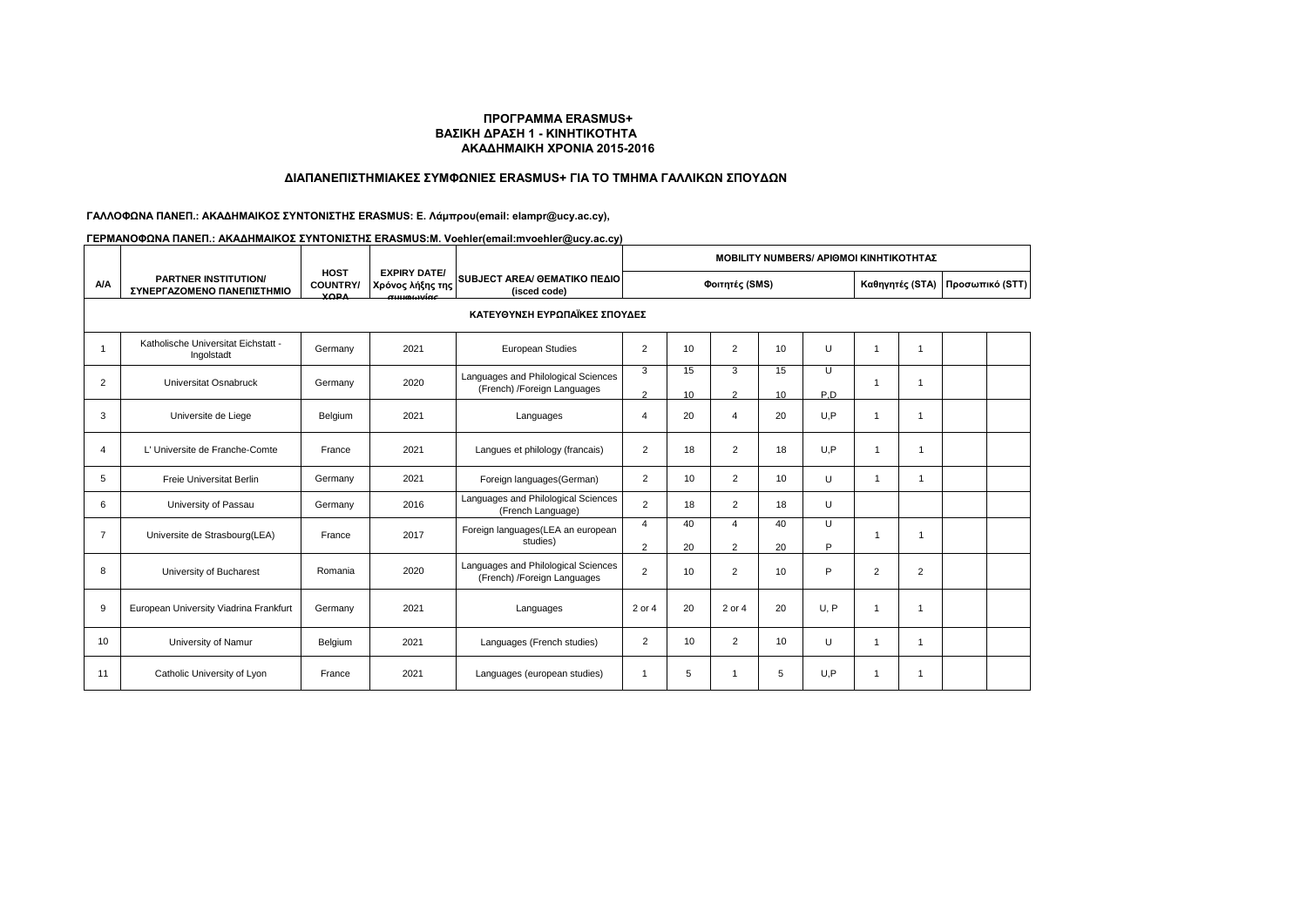**ΠΡΟΓΡΑΜΜΑ ERASMUS+**
**ΒΑΣΙΚΗ ΔΡΑΣΗ 1 - ΚΙΝΗΤΙΚΟΤΗΤΑ**
**ΑΚΑΔΗΜΑΙΚΗ ΧΡΟΝΙΑ 2015-2016**

## ΔΙΑΠΑΝΕΠΙΣΤΗΜΙΑΚΕΣ ΣΥΜΦΩΝΙΕΣ ERASMUS+ ΓΙΑ ΤΟ ΤΜΗΜΑ ΓΑΛΛΙΚΩΝ ΣΠΟΥΔΩΝ

**ΓΑΛΛΟΦΩΝΑ ΠΑΝΕΠ.: ΑΚΑΔΗΜΑΙΚΟΣ ΣΥΝΤΟΝΙΣΤΗΣ ERASMUS: Ε. Λάμπρου(email: elampr@ucy.ac.cy),**

**ΓΕΡΜΑΝΟΦΩΝΑ ΠΑΝΕΠ.: ΑΚΑΔΗΜΑΙΚΟΣ ΣΥΝΤΟΝΙΣΤΗΣ ERASMUS:M. Voehler(email:mvoehler@ucy.ac.cy)**

| A/A | PARTNER INSTITUTION/ ΣΥΝΕΡΓΑΖΟΜΕΝΟ ΠΑΝΕΠΙΣΤΗΜΙΟ | HOST COUNTRY/ ΧΩΡΑ | EXPIRY DATE/ Χρόνος λήξης της συμφωνίας | SUBJECT AREA/ ΘΕΜΑΤΙΚΟ ΠΕΔΙΟ (isced code) | MOBILITY NUMBERS/ ΑΡΙΘΜΟΙ ΚΙΝΗΤΙΚΟΤΗΤΑΣ | | | | | | | | |
|---|---|---|---|---|---|---|---|---|---|---|---|---|---|
| | | | | | Φοιτητές (SMS) | | | | | Καθηγητές (STA) | | Προσωπικό (STT) | |
| ΚΑΤΕΥΘΥΝΣΗ ΕΥΡΩΠΑΪΚΕΣ ΣΠΟΥΔΕΣ | | | | | | | | | | | | | |
| 1 | Katholische Universitat Eichstatt - Ingolstadt | Germany | 2021 | European Studies | 2 | 10 | 2 | 10 | U | 1 | 1 | | |
| 2 | Universitat Osnabruck | Germany | 2020 | Languages and Philological Sciences (French) /Foreign Languages | 3<br>2 | 15<br>10 | 3<br>2 | 15<br>10 | U<br>P,D | 1 | 1 | | |
| 3 | Universite de Liege | Belgium | 2021 | Languages | 4 | 20 | 4 | 20 | U,P | 1 | 1 | | |
| 4 | L' Universite de Franche-Comte | France | 2021 | Langues et philology (francais) | 2 | 18 | 2 | 18 | U,P | 1 | 1 | | |
| 5 | Freie Universitat Berlin | Germany | 2021 | Foreign languages(German) | 2 | 10 | 2 | 10 | U | 1 | 1 | | |
| 6 | University of Passau | Germany | 2016 | Languages and Philological Sciences (French Language) | 2 | 18 | 2 | 18 | U | | | | |
| 7 | Universite de Strasbourg(LEA) | France | 2017 | Foreign languages(LEA an european studies) | 4<br>2 | 40<br>20 | 4<br>2 | 40<br>20 | U<br>P | 1 | 1 | | |
| 8 | University of Bucharest | Romania | 2020 | Languages and Philological Sciences (French) /Foreign Languages | 2 | 10 | 2 | 10 | P | 2 | 2 | | |
| 9 | European University Viadrina Frankfurt | Germany | 2021 | Languages | 2 or 4 | 20 | 2 or 4 | 20 | U, P | 1 | 1 | | |
| 10 | University of Namur | Belgium | 2021 | Languages (French studies) | 2 | 10 | 2 | 10 | U | 1 | 1 | | |
| 11 | Catholic University of Lyon | France | 2021 | Languages (european studies) | 1 | 5 | 1 | 5 | U,P | 1 | 1 | | |